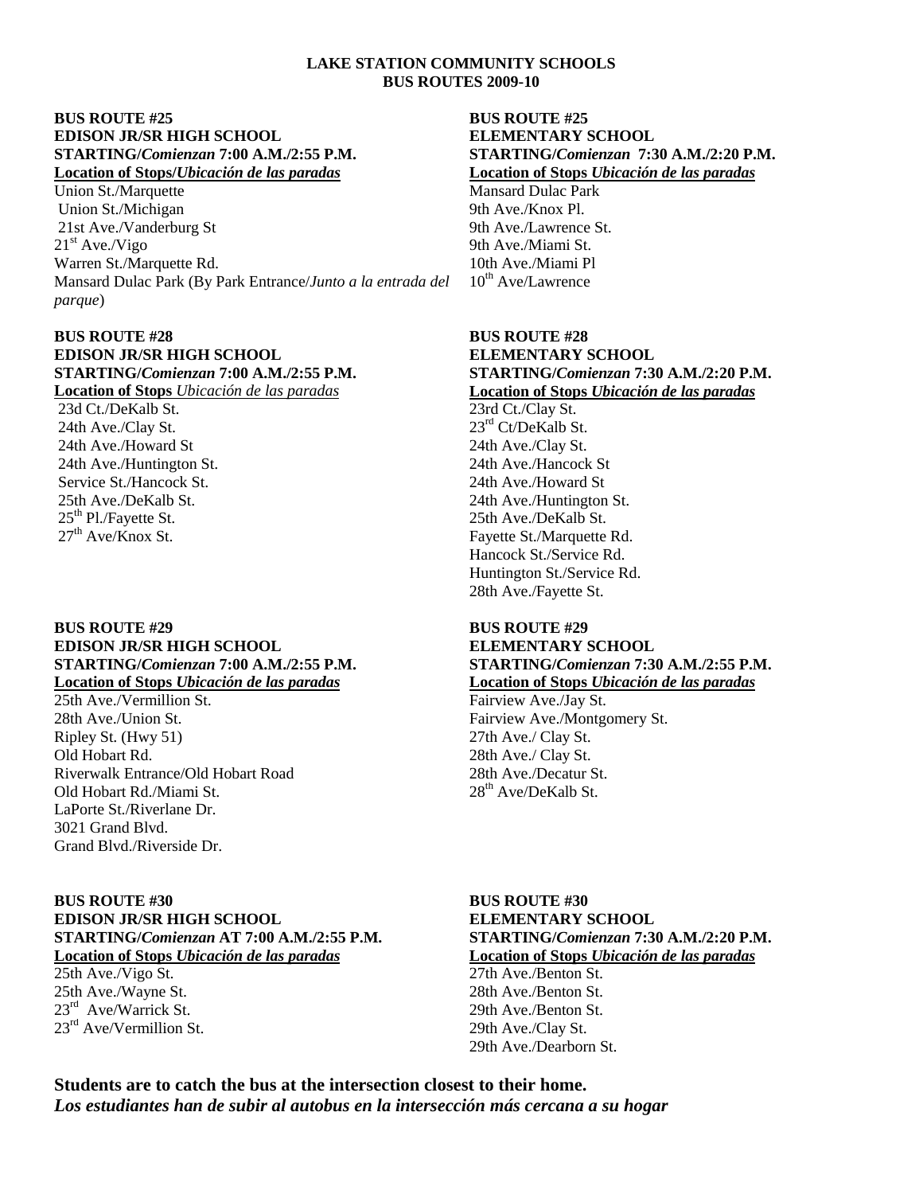**LAKE STATION COMMUNITY SCHOOLS**
**BUS ROUTES 2009-10**

**BUS ROUTE #25**
**EDISON JR/SR HIGH SCHOOL**
**STARTING/*Comienzan* 7:00 A.M./2:55 P.M.**
**Location of Stops/*Ubicación de las paradas***

Union St./Marquette
Union St./Michigan
21st Ave./Vanderburg St
21st Ave./Vigo
Warren St./Marquette Rd.
Mansard Dulac Park (By Park Entrance/*Junto a la entrada del parque*)

**BUS ROUTE #25**
**ELEMENTARY SCHOOL**
**STARTING/*Comienzan* 7:30 A.M./2:20 P.M.**
**Location of Stops *Ubicación de las paradas***

Mansard Dulac Park
9th Ave./Knox Pl.
9th Ave./Lawrence St.
9th Ave./Miami St.
10th Ave./Miami Pl
10th Ave/Lawrence

**BUS ROUTE #28**
**EDISON JR/SR HIGH SCHOOL**
**STARTING/*Comienzan* 7:00 A.M./2:55 P.M.**
**Location of Stops** *Ubicación de las paradas*

23d Ct./DeKalb St.
24th Ave./Clay St.
24th Ave./Howard St
24th Ave./Huntington St.
Service St./Hancock St.
25th Ave./DeKalb St.
25th Pl./Fayette St.
27th Ave/Knox St.

**BUS ROUTE #28**
**ELEMENTARY SCHOOL**
**STARTING/*Comienzan* 7:30 A.M./2:20 P.M.**
**Location of Stops *Ubicación de las paradas***

23rd Ct./Clay St.
23rd Ct/DeKalb St.
24th Ave./Clay St.
24th Ave./Hancock St
24th Ave./Howard St
24th Ave./Huntington St.
25th Ave./DeKalb St.
Fayette St./Marquette Rd.
Hancock St./Service Rd.
Huntington St./Service Rd.
28th Ave./Fayette St.

**BUS ROUTE #29**
**EDISON JR/SR HIGH SCHOOL**
**STARTING/*Comienzan* 7:00 A.M./2:55 P.M.**
**Location of Stops *Ubicación de las paradas***

25th Ave./Vermillion St.
28th Ave./Union St.
Ripley St. (Hwy 51)
Old Hobart Rd.
Riverwalk Entrance/Old Hobart Road
Old Hobart Rd./Miami St.
LaPorte St./Riverlane Dr.
3021 Grand Blvd.
Grand Blvd./Riverside Dr.

**BUS ROUTE #29**
**ELEMENTARY SCHOOL**
**STARTING/*Comienzan* 7:30 A.M./2:55 P.M.**
**Location of Stops *Ubicación de las paradas***

Fairview Ave./Jay St.
Fairview Ave./Montgomery St.
27th Ave./ Clay St.
28th Ave./ Clay St.
28th Ave./Decatur St.
28th Ave/DeKalb St.

**BUS ROUTE #30**
**EDISON JR/SR HIGH SCHOOL**
**STARTING/*Comienzan* AT 7:00 A.M./2:55 P.M.**
**Location of Stops *Ubicación de las paradas***

25th Ave./Vigo St.
25th Ave./Wayne St.
23rd Ave/Warrick St.
23rd Ave/Vermillion St.

**BUS ROUTE #30**
**ELEMENTARY SCHOOL**
**STARTING/*Comienzan* 7:30 A.M./2:20 P.M.**
**Location of Stops *Ubicación de las paradas***

27th Ave./Benton St.
28th Ave./Benton St.
29th Ave./Benton St.
29th Ave./Clay St.
29th Ave./Dearborn St.

**Students are to catch the bus at the intersection closest to their home.**
***Los estudiantes han de subir al autobus en la intersección más cercana a su hogar***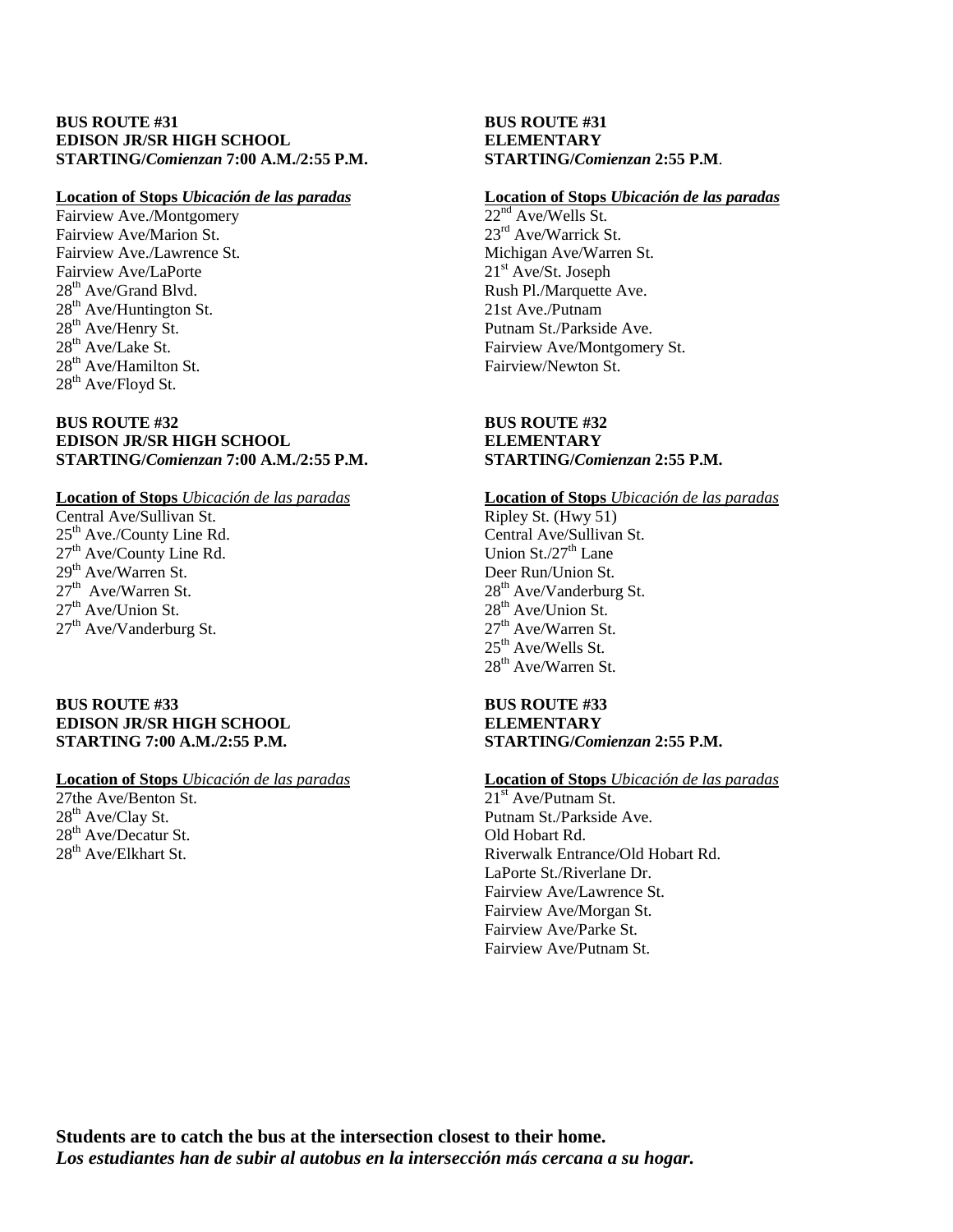**BUS ROUTE #31**
**EDISON JR/SR HIGH SCHOOL**
**STARTING/*Comienzan* 7:00 A.M./2:55 P.M.**

**<u>Location of Stops *Ubicación de las paradas*</u>**

Fairview Ave./Montgomery
Fairview Ave/Marion St.
Fairview Ave./Lawrence St.
Fairview Ave/LaPorte
28th Ave/Grand Blvd.
28th Ave/Huntington St.
28th Ave/Henry St.
28th Ave/Lake St.
28th Ave/Hamilton St.
28th Ave/Floyd St.

**BUS ROUTE #32**
**EDISON JR/SR HIGH SCHOOL**
**STARTING/*Comienzan* 7:00 A.M./2:55 P.M.**

<u>**Location of Stops** *Ubicación de las paradas*</u>

Central Ave/Sullivan St.
25th Ave./County Line Rd.
27th Ave/County Line Rd.
29th Ave/Warren St.
27th Ave/Warren St.
27th Ave/Union St.
27th Ave/Vanderburg St.

**BUS ROUTE #33**
**EDISON JR/SR HIGH SCHOOL**
**STARTING 7:00 A.M./2:55 P.M.**

<u>**Location of Stops** *Ubicación de las paradas*</u>

27the Ave/Benton St.
28th Ave/Clay St.
28th Ave/Decatur St.
28th Ave/Elkhart St.

**BUS ROUTE #31**
**ELEMENTARY**
**STARTING/*Comienzan* 2:55 P.M**.

**<u>Location of Stops *Ubicación de las paradas*</u>**

22nd Ave/Wells St.
23rd Ave/Warrick St.
Michigan Ave/Warren St.
21st Ave/St. Joseph
Rush Pl./Marquette Ave.
21st Ave./Putnam
Putnam St./Parkside Ave.
Fairview Ave/Montgomery St.
Fairview/Newton St.

**BUS ROUTE #32**
**ELEMENTARY**
**STARTING/*Comienzan* 2:55 P.M.**

<u>**Location of Stops** *Ubicación de las paradas*</u>

Ripley St. (Hwy 51)
Central Ave/Sullivan St.
Union St./27th Lane
Deer Run/Union St.
28th Ave/Vanderburg St.
28th Ave/Union St.
27th Ave/Warren St.
25th Ave/Wells St.
28th Ave/Warren St.

**BUS ROUTE #33**
**ELEMENTARY**
**STARTING/*Comienzan* 2:55 P.M.**

<u>**Location of Stops** *Ubicación de las paradas*</u>

21st Ave/Putnam St.
Putnam St./Parkside Ave.
Old Hobart Rd.
Riverwalk Entrance/Old Hobart Rd.
LaPorte St./Riverlane Dr.
Fairview Ave/Lawrence St.
Fairview Ave/Morgan St.
Fairview Ave/Parke St.
Fairview Ave/Putnam St.

**Students are to catch the bus at the intersection closest to their home.**
***Los estudiantes han de subir al autobus en la intersección más cercana a su hogar.***